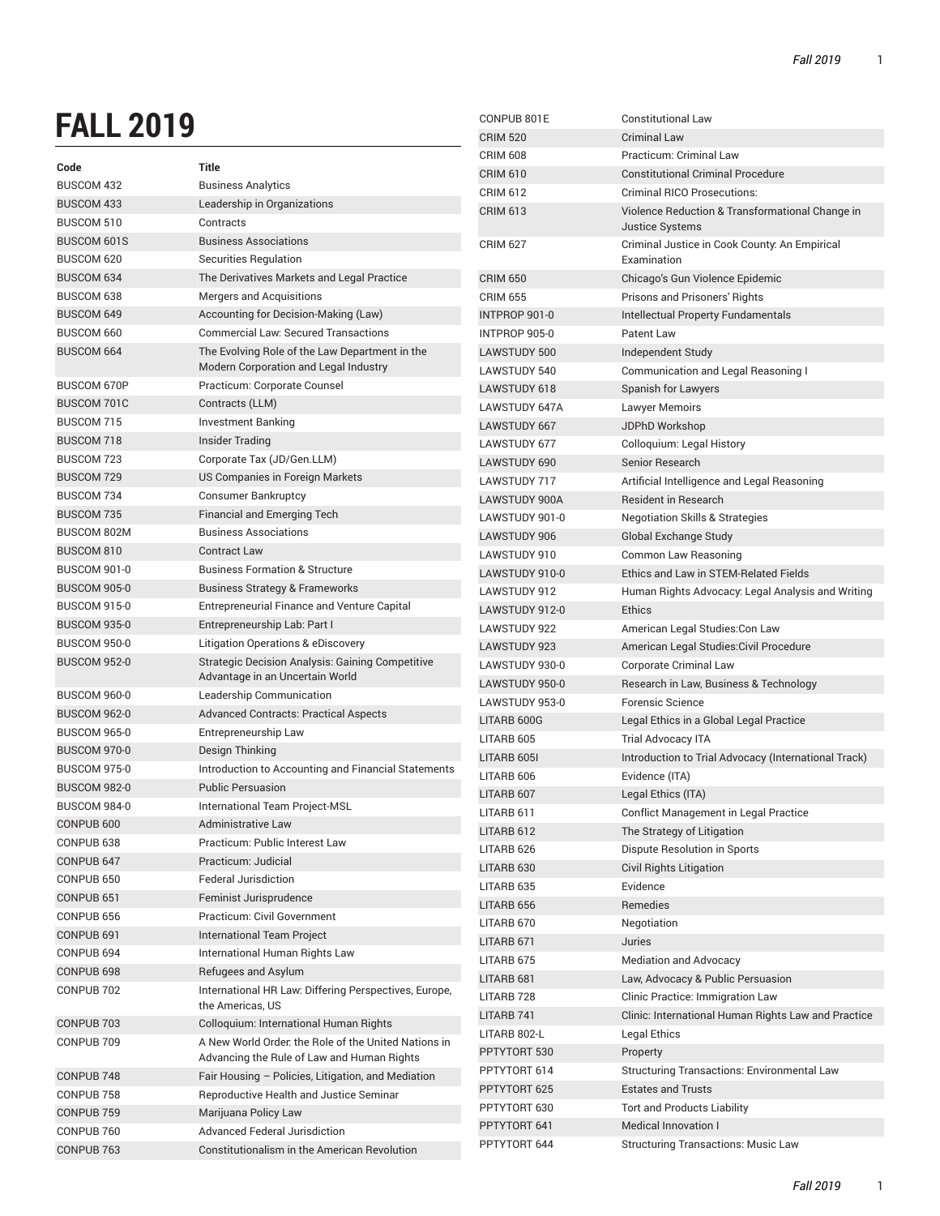# FALL 2019

| Code | Title |
|---|---|
| BUSCOM 432 | Business Analytics |
| BUSCOM 433 | Leadership in Organizations |
| BUSCOM 510 | Contracts |
| BUSCOM 601S | Business Associations |
| BUSCOM 620 | Securities Regulation |
| BUSCOM 634 | The Derivatives Markets and Legal Practice |
| BUSCOM 638 | Mergers and Acquisitions |
| BUSCOM 649 | Accounting for Decision-Making (Law) |
| BUSCOM 660 | Commercial Law: Secured Transactions |
| BUSCOM 664 | The Evolving Role of the Law Department in the Modern Corporation and Legal Industry |
| BUSCOM 670P | Practicum: Corporate Counsel |
| BUSCOM 701C | Contracts (LLM) |
| BUSCOM 715 | Investment Banking |
| BUSCOM 718 | Insider Trading |
| BUSCOM 723 | Corporate Tax (JD/Gen.LLM) |
| BUSCOM 729 | US Companies in Foreign Markets |
| BUSCOM 734 | Consumer Bankruptcy |
| BUSCOM 735 | Financial and Emerging Tech |
| BUSCOM 802M | Business Associations |
| BUSCOM 810 | Contract Law |
| BUSCOM 901-0 | Business Formation & Structure |
| BUSCOM 905-0 | Business Strategy & Frameworks |
| BUSCOM 915-0 | Entrepreneurial Finance and Venture Capital |
| BUSCOM 935-0 | Entrepreneurship Lab: Part I |
| BUSCOM 950-0 | Litigation Operations & eDiscovery |
| BUSCOM 952-0 | Strategic Decision Analysis: Gaining Competitive Advantage in an Uncertain World |
| BUSCOM 960-0 | Leadership Communication |
| BUSCOM 962-0 | Advanced Contracts: Practical Aspects |
| BUSCOM 965-0 | Entrepreneurship Law |
| BUSCOM 970-0 | Design Thinking |
| BUSCOM 975-0 | Introduction to Accounting and Financial Statements |
| BUSCOM 982-0 | Public Persuasion |
| BUSCOM 984-0 | International Team Project-MSL |
| CONPUB 600 | Administrative Law |
| CONPUB 638 | Practicum: Public Interest Law |
| CONPUB 647 | Practicum: Judicial |
| CONPUB 650 | Federal Jurisdiction |
| CONPUB 651 | Feminist Jurisprudence |
| CONPUB 656 | Practicum: Civil Government |
| CONPUB 691 | International Team Project |
| CONPUB 694 | International Human Rights Law |
| CONPUB 698 | Refugees and Asylum |
| CONPUB 702 | International HR Law: Differing Perspectives, Europe, the Americas, US |
| CONPUB 703 | Colloquium: International Human Rights |
| CONPUB 709 | A New World Order: the Role of the United Nations in Advancing the Rule of Law and Human Rights |
| CONPUB 748 | Fair Housing – Policies, Litigation, and Mediation |
| CONPUB 758 | Reproductive Health and Justice Seminar |
| CONPUB 759 | Marijuana Policy Law |
| CONPUB 760 | Advanced Federal Jurisdiction |
| CONPUB 763 | Constitutionalism in the American Revolution |
| CONPUB 801E | Constitutional Law |
| CRIM 520 | Criminal Law |
| CRIM 608 | Practicum: Criminal Law |
| CRIM 610 | Constitutional Criminal Procedure |
| CRIM 612 | Criminal RICO Prosecutions: |
| CRIM 613 | Violence Reduction & Transformational Change in Justice Systems |
| CRIM 627 | Criminal Justice in Cook County: An Empirical Examination |
| CRIM 650 | Chicago's Gun Violence Epidemic |
| CRIM 655 | Prisons and Prisoners' Rights |
| INTPROP 901-0 | Intellectual Property Fundamentals |
| INTPROP 905-0 | Patent Law |
| LAWSTUDY 500 | Independent Study |
| LAWSTUDY 540 | Communication and Legal Reasoning I |
| LAWSTUDY 618 | Spanish for Lawyers |
| LAWSTUDY 647A | Lawyer Memoirs |
| LAWSTUDY 667 | JDPhD Workshop |
| LAWSTUDY 677 | Colloquium: Legal History |
| LAWSTUDY 690 | Senior Research |
| LAWSTUDY 717 | Artificial Intelligence and Legal Reasoning |
| LAWSTUDY 900A | Resident in Research |
| LAWSTUDY 901-0 | Negotiation Skills & Strategies |
| LAWSTUDY 906 | Global Exchange Study |
| LAWSTUDY 910 | Common Law Reasoning |
| LAWSTUDY 910-0 | Ethics and Law in STEM-Related Fields |
| LAWSTUDY 912 | Human Rights Advocacy: Legal Analysis and Writing |
| LAWSTUDY 912-0 | Ethics |
| LAWSTUDY 922 | American Legal Studies:Con Law |
| LAWSTUDY 923 | American Legal Studies:Civil Procedure |
| LAWSTUDY 930-0 | Corporate Criminal Law |
| LAWSTUDY 950-0 | Research in Law, Business & Technology |
| LAWSTUDY 953-0 | Forensic Science |
| LITARB 600G | Legal Ethics in a Global Legal Practice |
| LITARB 605 | Trial Advocacy ITA |
| LITARB 605I | Introduction to Trial Advocacy (International Track) |
| LITARB 606 | Evidence (ITA) |
| LITARB 607 | Legal Ethics (ITA) |
| LITARB 611 | Conflict Management in Legal Practice |
| LITARB 612 | The Strategy of Litigation |
| LITARB 626 | Dispute Resolution in Sports |
| LITARB 630 | Civil Rights Litigation |
| LITARB 635 | Evidence |
| LITARB 656 | Remedies |
| LITARB 670 | Negotiation |
| LITARB 671 | Juries |
| LITARB 675 | Mediation and Advocacy |
| LITARB 681 | Law, Advocacy & Public Persuasion |
| LITARB 728 | Clinic Practice: Immigration Law |
| LITARB 741 | Clinic: International Human Rights Law and Practice |
| LITARB 802-L | Legal Ethics |
| PPTYTORT 530 | Property |
| PPTYTORT 614 | Structuring Transactions: Environmental Law |
| PPTYTORT 625 | Estates and Trusts |
| PPTYTORT 630 | Tort and Products Liability |
| PPTYTORT 641 | Medical Innovation I |
| PPTYTORT 644 | Structuring Transactions: Music Law |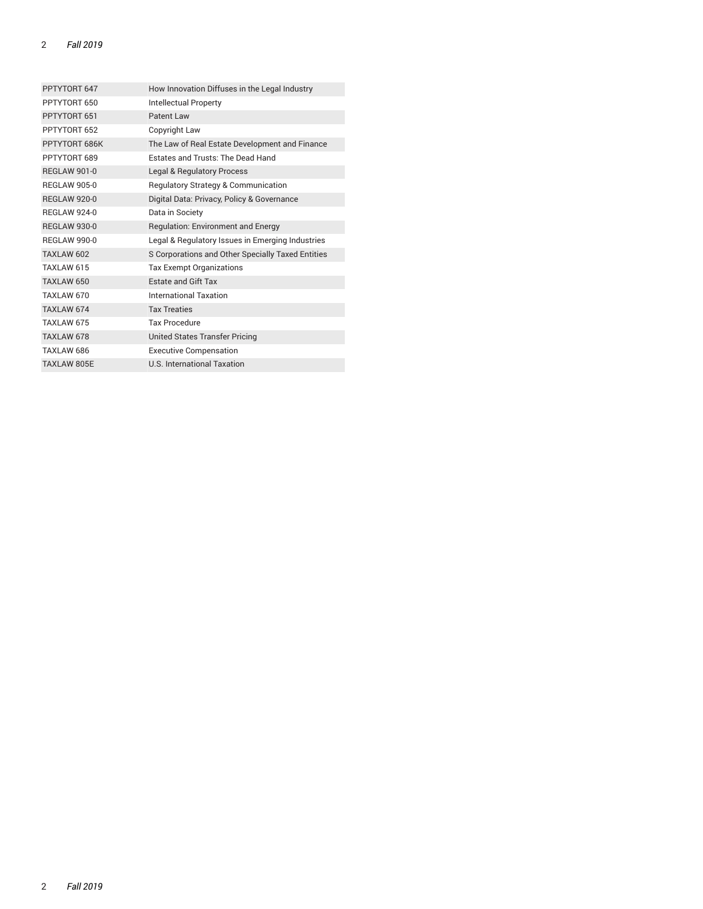| | |
|---|---|
| PPTYTORT 647 | How Innovation Diffuses in the Legal Industry |
| PPTYTORT 650 | Intellectual Property |
| PPTYTORT 651 | Patent Law |
| PPTYTORT 652 | Copyright Law |
| PPTYTORT 686K | The Law of Real Estate Development and Finance |
| PPTYTORT 689 | Estates and Trusts: The Dead Hand |
| REGLAW 901-0 | Legal & Regulatory Process |
| REGLAW 905-0 | Regulatory Strategy & Communication |
| REGLAW 920-0 | Digital Data: Privacy, Policy & Governance |
| REGLAW 924-0 | Data in Society |
| REGLAW 930-0 | Regulation: Environment and Energy |
| REGLAW 990-0 | Legal & Regulatory Issues in Emerging Industries |
| TAXLAW 602 | S Corporations and Other Specially Taxed Entities |
| TAXLAW 615 | Tax Exempt Organizations |
| TAXLAW 650 | Estate and Gift Tax |
| TAXLAW 670 | International Taxation |
| TAXLAW 674 | Tax Treaties |
| TAXLAW 675 | Tax Procedure |
| TAXLAW 678 | United States Transfer Pricing |
| TAXLAW 686 | Executive Compensation |
| TAXLAW 805E | U.S. International Taxation |